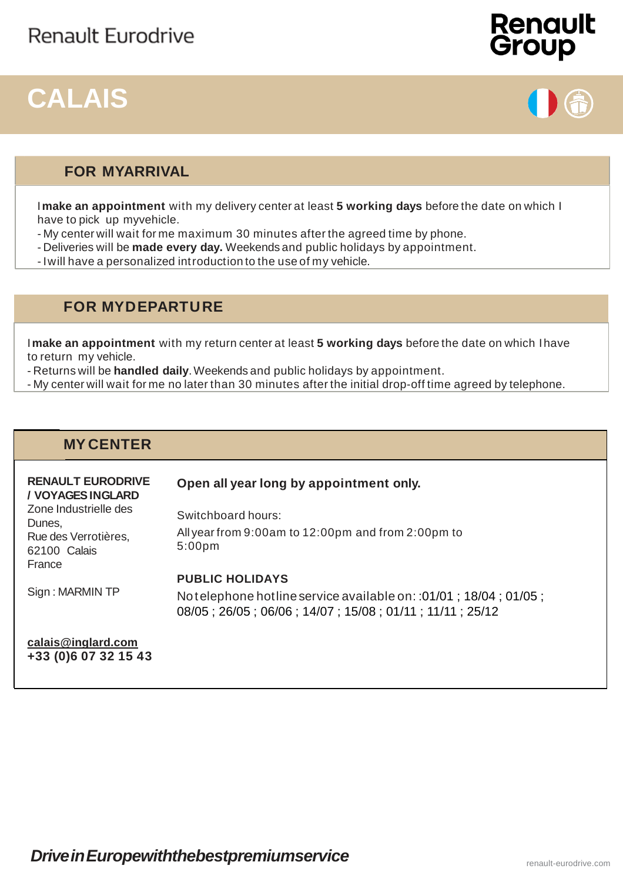Renault Eurodrive

Renault Group

# CALAIS

## FOR MYARRIVAL

I **make an appointment** with my delivery center at least **5 working days** before the date on which I have to pick up myvehicle.

- My center will wait for me maximum 30 minutes after the agreed time by phone.
- Deliveries will be **made every day.** Weekends and public holidays by appointment.
- I will have a personalized introduction to the use of my vehicle.

## FOR MYDEPARTURE

I **make an appointment** with my return center at least **5 working days** before the date on which I have to return my vehicle.

- Returns will be **handled daily**. Weekends and public holidays by appointment.
- My center will wait for me no later than 30 minutes after the initial drop-off time agreed by telephone.

## MY CENTER

**RENAULT EURODRIVE / VOYAGES INGLARD**
Zone Industrielle des Dunes,
Rue des Verrotières,
62100 Calais
France

Sign : MARMIN TP

**calais@inglard.com**
**+33 (0)6 07 32 15 43**

**Open all year long by appointment only.**

Switchboard hours:

All year from 9:00am to 12:00pm and from 2:00pm to 5:00pm

**PUBLIC HOLIDAYS**

No telephone hotline service available on: :01/01 ; 18/04 ; 01/05 ; 08/05 ; 26/05 ; 06/06 ; 14/07 ; 15/08 ; 01/11 ; 11/11 ; 25/12

***Drive in Europe with the best premium service***

renault-eurodrive.com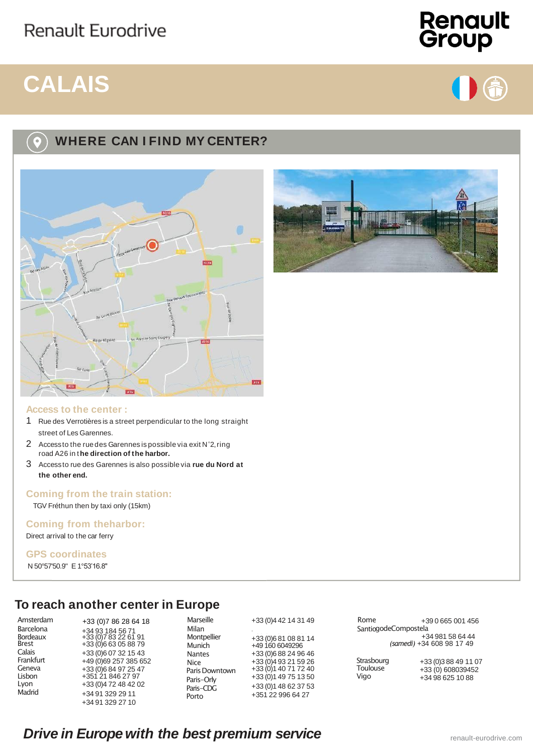Renault Eurodrive

# CALAIS

## WHERE CAN I FIND MY CENTER?

### Access to the center :

1. Rue des Verrotières is a street perpendicular to the long straight street of Les Garennes.
2. Access to the rue des Garennes is possible via exit N°2, ring road A26 in **the direction of the harbor.**
3. Access to rue des Garennes is also possible via **rue du Nord at the other end.**

### Coming from the train station:

TGV Fréthun then by taxi only (15km)

### Coming from theharbor:

Direct arrival to the car ferry

### GPS coordinates

N 50°57'50.9" E 1°53'16.8"

## To reach another center in Europe

| | | | | | |
|---|---|---|---|---|---|
| Amsterdam | +33 (0)7 86 28 64 18 | Marseille | +33 (0)4 42 14 31 49 | Rome | +39 0 665 001 456 |
| Barcelona | +34 93 184 56 71 | Milan | . | SantiogodeCompostela | +34 981 58 64 44 |
| Bordeaux | +33 (0)7 83 22 61 91 | Montpellier | +33 (0)6 81 08 81 14 | | *(samedi)* +34 608 98 17 49 |
| Brest | +33 (0)6 63 05 88 79 | Munich | +49 160 6049296 | | |
| Calais | +33 (0)6 07 32 15 43 | Nantes | +33 (0)6 88 24 96 46 | Strasbourg | +33 (0)3 88 49 11 07 |
| Frankfurt | +49 (0)69 257 385 652 | Nice | +33 (0)4 93 21 59 26 | Toulouse | +33 (0) 608039452 |
| Geneva | +33 (0)6 84 97 25 47 | Paris Downtown | +33 (0)1 40 71 72 40 | Vigo | +34 98 625 10 88 |
| Lisbon | +351 21 846 27 97 | Paris-Orly | +33 (0)1 49 75 13 50 | | |
| Lyon | +33 (0)4 72 48 42 02 | Paris-CDG | +33 (0)1 48 62 37 53 | | |
| Madrid | +34 91 329 29 11 | Porto | +351 22 996 64 27 | | |
| | +34 91 329 27 10 | | | | |

***Drive in Europe with the best premium service***

renault-eurodrive.com